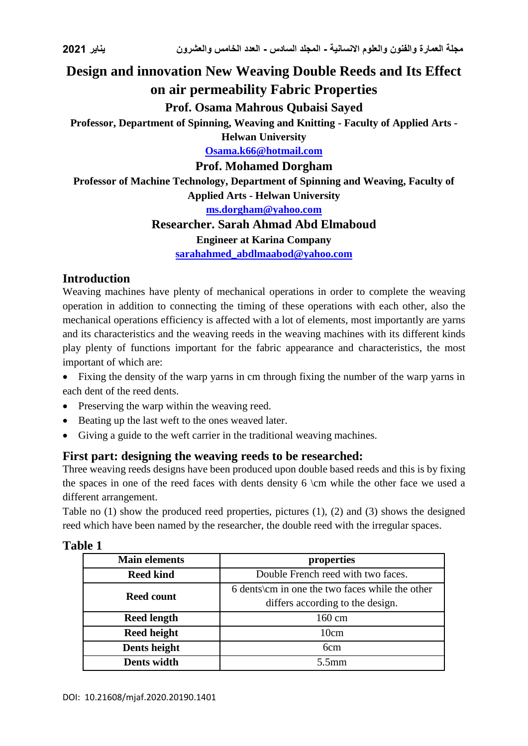# Design and innovation New Weaving Double Reeds and Its Effect on air permeability Fabric Properties

**Prof. Osama Mahrous Qubaisi Sayed**

**Professor, Department of Spinning, Weaving and Knitting - Faculty of Applied Arts - Helwan University**

**Osama.k66@hotmail.com**

**Prof. Mohamed Dorgham**

**Professor of Machine Technology, Department of Spinning and Weaving, Faculty of Applied Arts - Helwan University**

**ms.dorgham@yahoo.com**

**Researcher. Sarah Ahmad Abd Elmaboud**

**Engineer at Karina Company**

**sarahahmed_abdlmaabod@yahoo.com**

## Introduction

Weaving machines have plenty of mechanical operations in order to complete the weaving operation in addition to connecting the timing of these operations with each other, also the mechanical operations efficiency is affected with a lot of elements, most importantly are yarns and its characteristics and the weaving reeds in the weaving machines with its different kinds play plenty of functions important for the fabric appearance and characteristics, the most important of which are:

- Fixing the density of the warp yarns in cm through fixing the number of the warp yarns in each dent of the reed dents.
- Preserving the warp within the weaving reed.
- Beating up the last weft to the ones weaved later.
- Giving a guide to the weft carrier in the traditional weaving machines.

## First part: designing the weaving reeds to be researched:

Three weaving reeds designs have been produced upon double based reeds and this is by fixing the spaces in one of the reed faces with dents density 6 \cm while the other face we used a different arrangement.

Table no (1) show the produced reed properties, pictures (1), (2) and (3) shows the designed reed which have been named by the researcher, the double reed with the irregular spaces.

### Table 1

| Main elements | properties |
|---|---|
| **Reed kind** | Double French reed with two faces. |
| **Reed count** | 6 dents\cm in one the two faces while the other differs according to the design. |
| **Reed length** | 160 cm |
| **Reed height** | 10cm |
| **Dents height** | 6cm |
| **Dents width** | 5.5mm |

DOI: 10.21608/mjaf.2020.20190.1401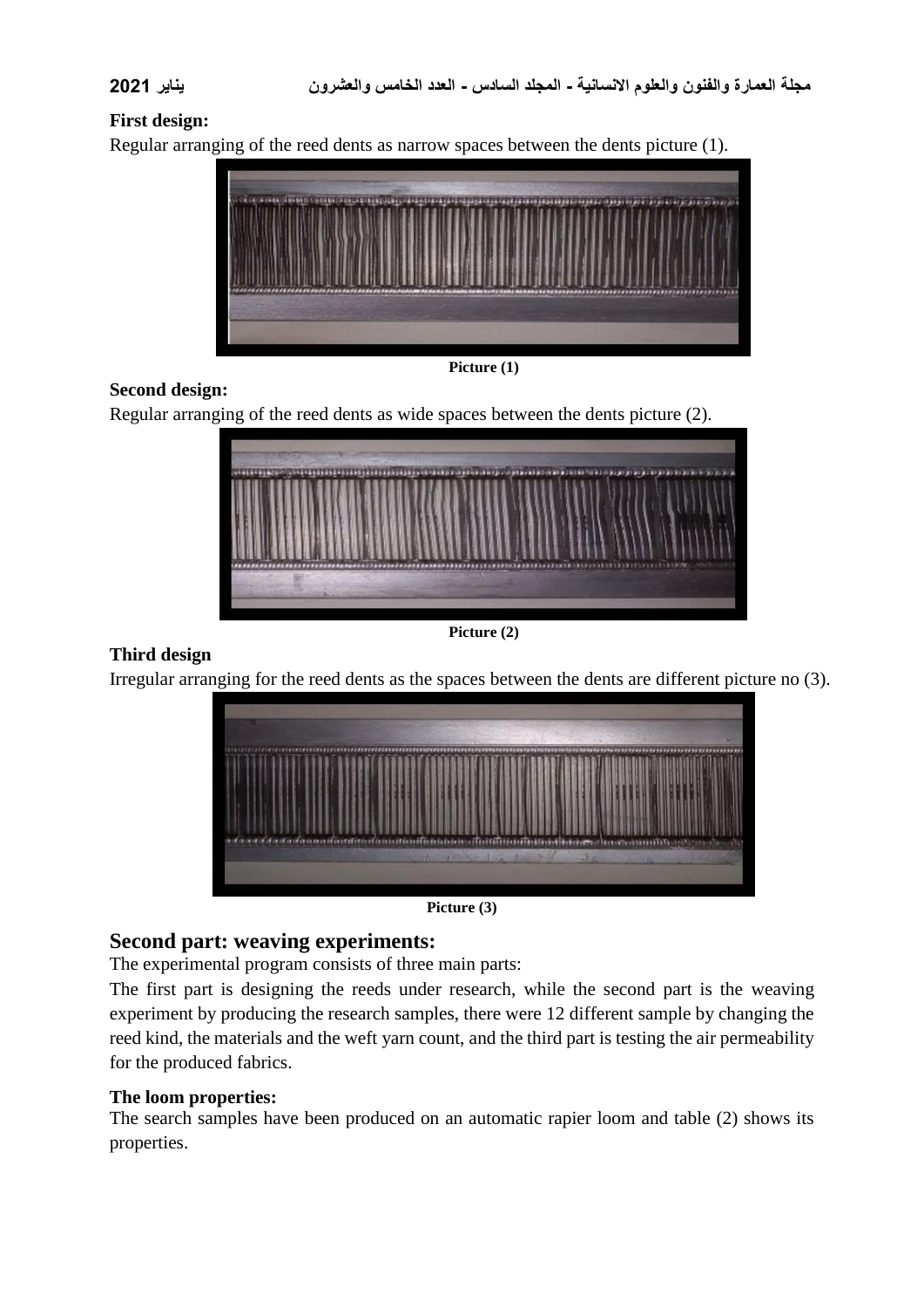**First design:**

Regular arranging of the reed dents as narrow spaces between the dents picture (1).

**Picture (1)**

**Second design:**

Regular arranging of the reed dents as wide spaces between the dents picture (2).

**Picture (2)**

**Third design**

Irregular arranging for the reed dents as the spaces between the dents are different picture no (3).

**Picture (3)**

## Second part: weaving experiments:

The experimental program consists of three main parts:

The first part is designing the reeds under research, while the second part is the weaving experiment by producing the research samples, there were 12 different sample by changing the reed kind, the materials and the weft yarn count, and the third part is testing the air permeability for the produced fabrics.

**The loom properties:**

The search samples have been produced on an automatic rapier loom and table (2) shows its properties.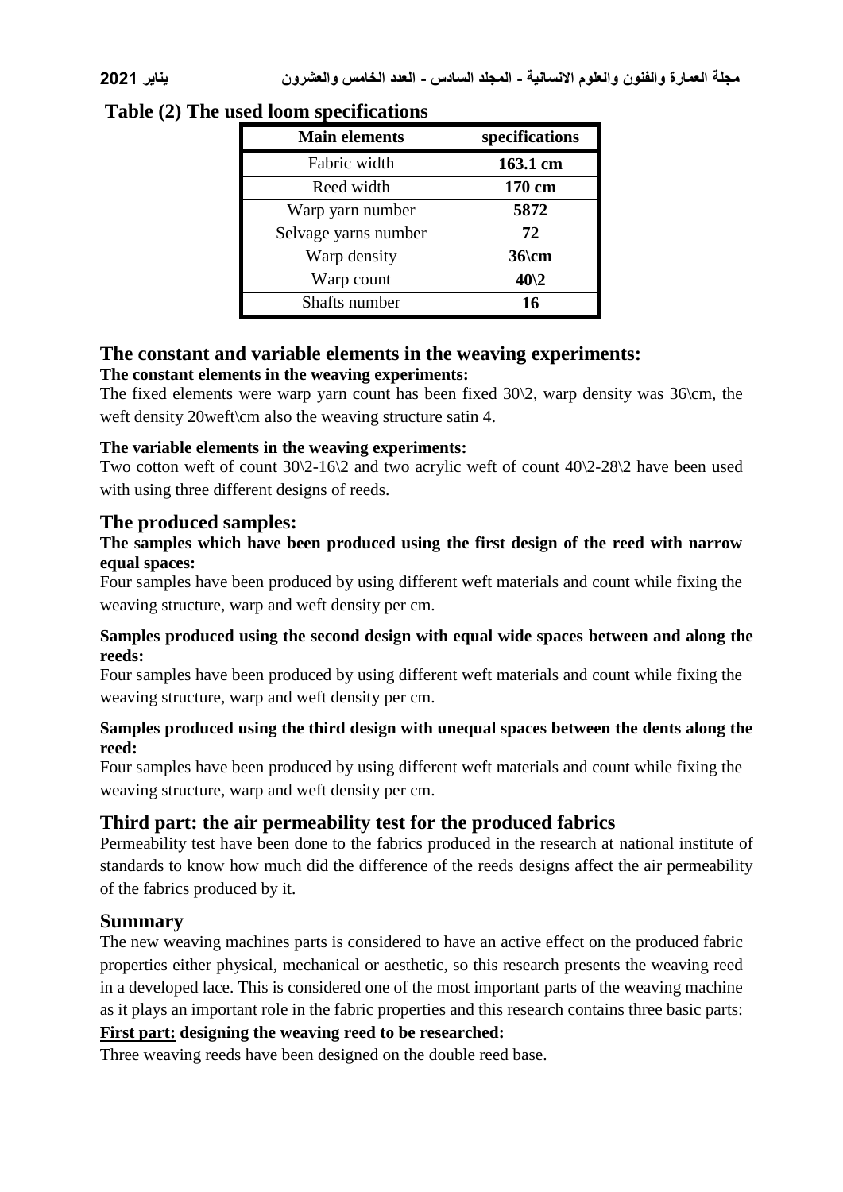**Table (2) The used loom specifications**

| Main elements | specifications |
|---|---|
| Fabric width | **163.1 cm** |
| Reed width | **170 cm** |
| Warp yarn number | **5872** |
| Selvage yarns number | **72** |
| Warp density | **36\cm** |
| Warp count | **40\2** |
| Shafts number | **16** |

## The constant and variable elements in the weaving experiments:

**The constant elements in the weaving experiments:**

The fixed elements were warp yarn count has been fixed 30\2, warp density was 36\cm, the weft density 20weft\cm also the weaving structure satin 4.

**The variable elements in the weaving experiments:**

Two cotton weft of count 30\2-16\2 and two acrylic weft of count 40\2-28\2 have been used with using three different designs of reeds.

## The produced samples:

**The samples which have been produced using the first design of the reed with narrow equal spaces:**

Four samples have been produced by using different weft materials and count while fixing the weaving structure, warp and weft density per cm.

**Samples produced using the second design with equal wide spaces between and along the reeds:**

Four samples have been produced by using different weft materials and count while fixing the weaving structure, warp and weft density per cm.

**Samples produced using the third design with unequal spaces between the dents along the reed:**

Four samples have been produced by using different weft materials and count while fixing the weaving structure, warp and weft density per cm.

## Third part: the air permeability test for the produced fabrics

Permeability test have been done to the fabrics produced in the research at national institute of standards to know how much did the difference of the reeds designs affect the air permeability of the fabrics produced by it.

## Summary

The new weaving machines parts is considered to have an active effect on the produced fabric properties either physical, mechanical or aesthetic, so this research presents the weaving reed in a developed lace. This is considered one of the most important parts of the weaving machine as it plays an important role in the fabric properties and this research contains three basic parts:

**First part: designing the weaving reed to be researched:**

Three weaving reeds have been designed on the double reed base.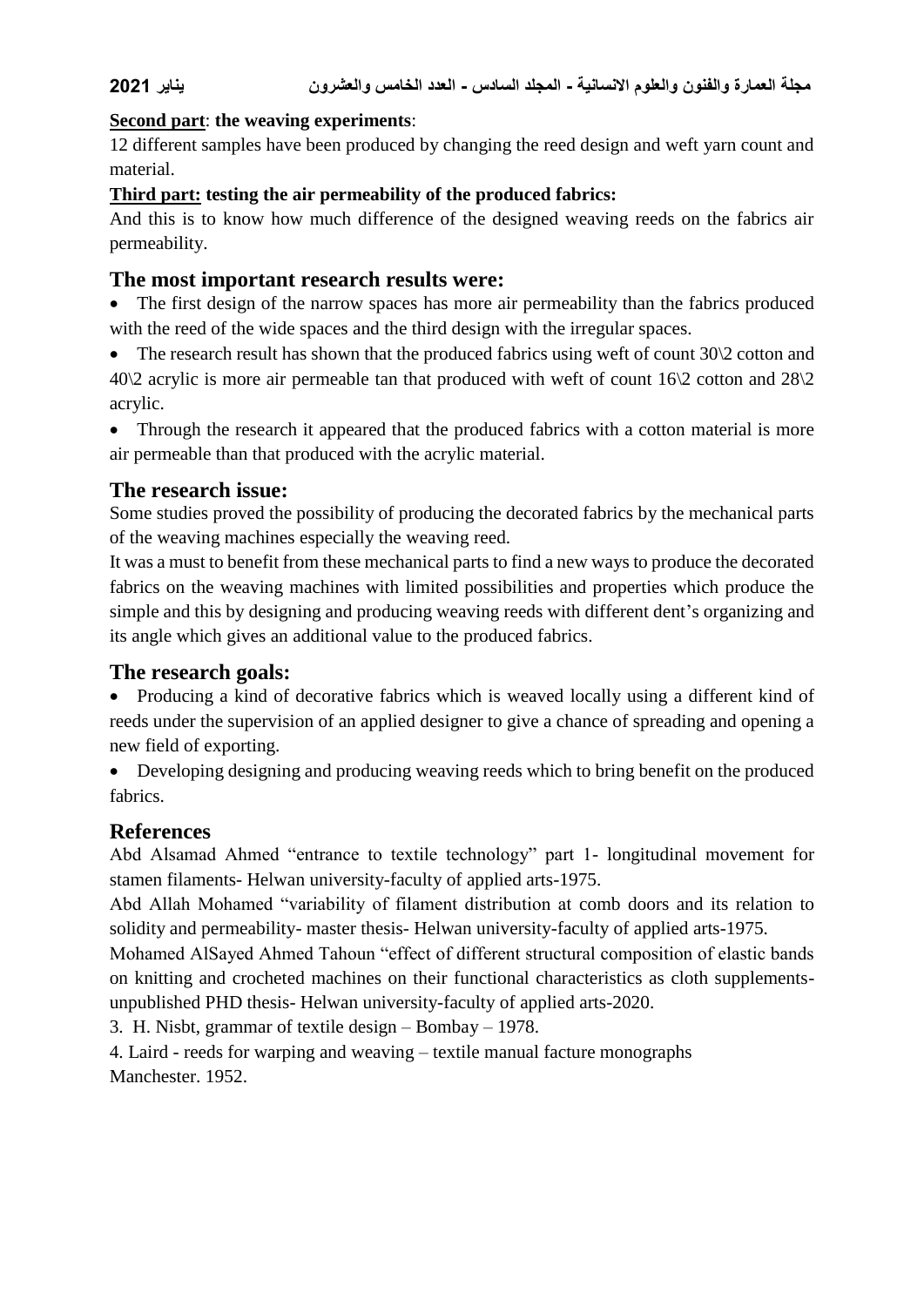**Second part**: **the weaving experiments**:

12 different samples have been produced by changing the reed design and weft yarn count and material.

**Third part: testing the air permeability of the produced fabrics:**

And this is to know how much difference of the designed weaving reeds on the fabrics air permeability.

## The most important research results were:

- The first design of the narrow spaces has more air permeability than the fabrics produced with the reed of the wide spaces and the third design with the irregular spaces.
- The research result has shown that the produced fabrics using weft of count 30\2 cotton and 40\2 acrylic is more air permeable tan that produced with weft of count 16\2 cotton and 28\2 acrylic.
- Through the research it appeared that the produced fabrics with a cotton material is more air permeable than that produced with the acrylic material.

## The research issue:

Some studies proved the possibility of producing the decorated fabrics by the mechanical parts of the weaving machines especially the weaving reed.

It was a must to benefit from these mechanical parts to find a new ways to produce the decorated fabrics on the weaving machines with limited possibilities and properties which produce the simple and this by designing and producing weaving reeds with different dent's organizing and its angle which gives an additional value to the produced fabrics.

## The research goals:

- Producing a kind of decorative fabrics which is weaved locally using a different kind of reeds under the supervision of an applied designer to give a chance of spreading and opening a new field of exporting.
- Developing designing and producing weaving reeds which to bring benefit on the produced fabrics.

## References

Abd Alsamad Ahmed "entrance to textile technology" part 1- longitudinal movement for stamen filaments- Helwan university-faculty of applied arts-1975.

Abd Allah Mohamed "variability of filament distribution at comb doors and its relation to solidity and permeability- master thesis- Helwan university-faculty of applied arts-1975.

Mohamed AlSayed Ahmed Tahoun "effect of different structural composition of elastic bands on knitting and crocheted machines on their functional characteristics as cloth supplements- unpublished PHD thesis- Helwan university-faculty of applied arts-2020.

3. H. Nisbt, grammar of textile design – Bombay – 1978.

4. Laird - reeds for warping and weaving – textile manual facture monographs Manchester. 1952.